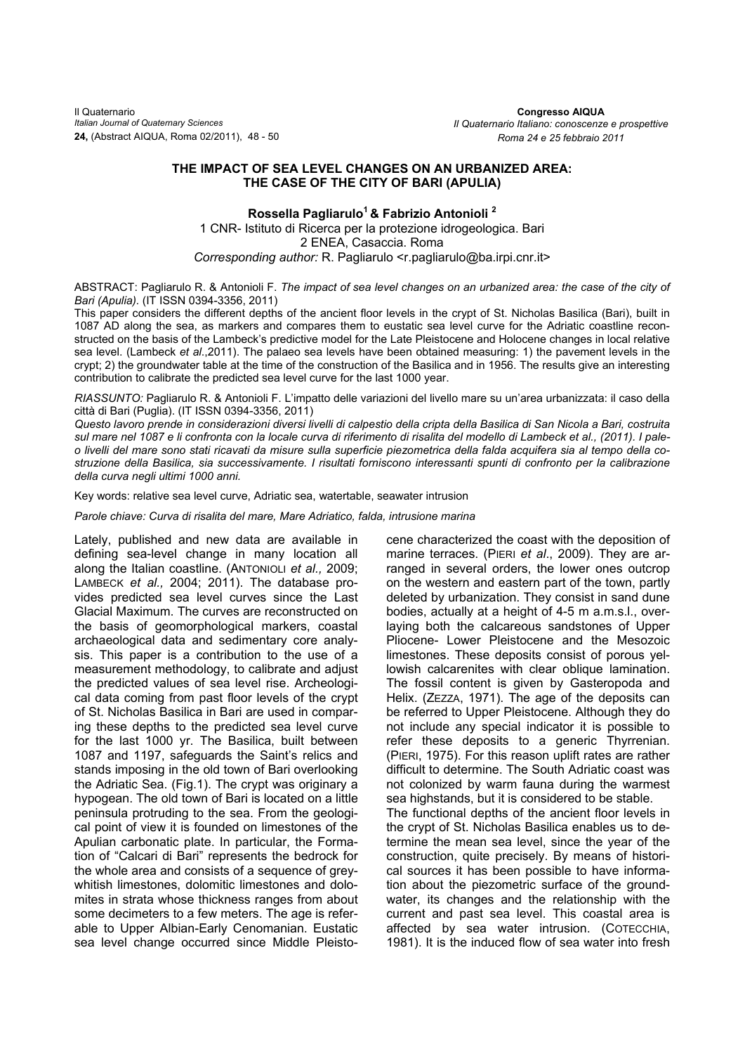**THE IMPACT OF SEA LEVEL CHANGES ON AN URBANIZED AREA: THE CASE OF THE CITY OF BARI (APULIA)**

**Rossella Pagliarulo[1] & Fabrizio Antonioli [2]**

1 CNR- Istituto di Ricerca per la protezione idrogeologica. Bari
2 ENEA, Casaccia. Roma
*Corresponding author:* R. Pagliarulo <r.pagliarulo@ba.irpi.cnr.it>

ABSTRACT: Pagliarulo R. & Antonioli F. *The impact of sea level changes on an urbanized area: the case of the city of Bari (Apulia).* (IT ISSN 0394-3356, 2011)
This paper considers the different depths of the ancient floor levels in the crypt of St. Nicholas Basilica (Bari), built in 1087 AD along the sea, as markers and compares them to eustatic sea level curve for the Adriatic coastline reconstructed on the basis of the Lambeck's predictive model for the Late Pleistocene and Holocene changes in local relative sea level. (Lambeck *et al.*,2011). The palaeo sea levels have been obtained measuring: 1) the pavement levels in the crypt; 2) the groundwater table at the time of the construction of the Basilica and in 1956. The results give an interesting contribution to calibrate the predicted sea level curve for the last 1000 year.

*RIASSUNTO:* Pagliarulo R. & Antonioli F. L'impatto delle variazioni del livello mare su un'area urbanizzata: il caso della città di Bari (Puglia). (IT ISSN 0394-3356, 2011)
*Questo lavoro prende in considerazioni diversi livelli di calpestio della cripta della Basilica di San Nicola a Bari, costruita sul mare nel 1087 e li confronta con la locale curva di riferimento di risalita del modello di Lambeck et al., (2011). I paleo livelli del mare sono stati ricavati da misure sulla superficie piezometrica della falda acquifera sia al tempo della costruzione della Basilica, sia successivamente. I risultati forniscono interessanti spunti di confronto per la calibrazione della curva negli ultimi 1000 anni.*

Key words: relative sea level curve, Adriatic sea, watertable, seawater intrusion

*Parole chiave: Curva di risalita del mare, Mare Adriatico, falda, intrusione marina*

Lately, published and new data are available in defining sea-level change in many location all along the Italian coastline. (ANTONIOLI *et al.,* 2009; LAMBECK *et al.,* 2004; 2011). The database provides predicted sea level curves since the Last Glacial Maximum. The curves are reconstructed on the basis of geomorphological markers, coastal archaeological data and sedimentary core analysis. This paper is a contribution to the use of a measurement methodology, to calibrate and adjust the predicted values of sea level rise. Archeological data coming from past floor levels of the crypt of St. Nicholas Basilica in Bari are used in comparing these depths to the predicted sea level curve for the last 1000 yr. The Basilica, built between 1087 and 1197, safeguards the Saint's relics and stands imposing in the old town of Bari overlooking the Adriatic Sea. (Fig.1). The crypt was originary a hypogean. The old town of Bari is located on a little peninsula protruding to the sea. From the geological point of view it is founded on limestones of the Apulian carbonatic plate. In particular, the Formation of "Calcari di Bari" represents the bedrock for the whole area and consists of a sequence of grey-whitish limestones, dolomitic limestones and dolomites in strata whose thickness ranges from about some decimeters to a few meters. The age is referable to Upper Albian-Early Cenomanian. Eustatic sea level change occurred since Middle Pleistocene characterized the coast with the deposition of marine terraces. (PIERI *et al*., 2009). They are arranged in several orders, the lower ones outcrop on the western and eastern part of the town, partly deleted by urbanization. They consist in sand dune bodies, actually at a height of 4-5 m a.m.s.l., overlaying both the calcareous sandstones of Upper Pliocene- Lower Pleistocene and the Mesozoic limestones. These deposits consist of porous yellowish calcarenites with clear oblique lamination. The fossil content is given by Gasteropoda and Helix. (ZEZZA, 1971). The age of the deposits can be referred to Upper Pleistocene. Although they do not include any special indicator it is possible to refer these deposits to a generic Thyrrenian. (PIERI, 1975). For this reason uplift rates are rather difficult to determine. The South Adriatic coast was not colonized by warm fauna during the warmest sea highstands, but it is considered to be stable.

The functional depths of the ancient floor levels in the crypt of St. Nicholas Basilica enables us to determine the mean sea level, since the year of the construction, quite precisely. By means of historical sources it has been possible to have information about the piezometric surface of the groundwater, its changes and the relationship with the current and past sea level. This coastal area is affected by sea water intrusion. (COTECCHIA, 1981). It is the induced flow of sea water into fresh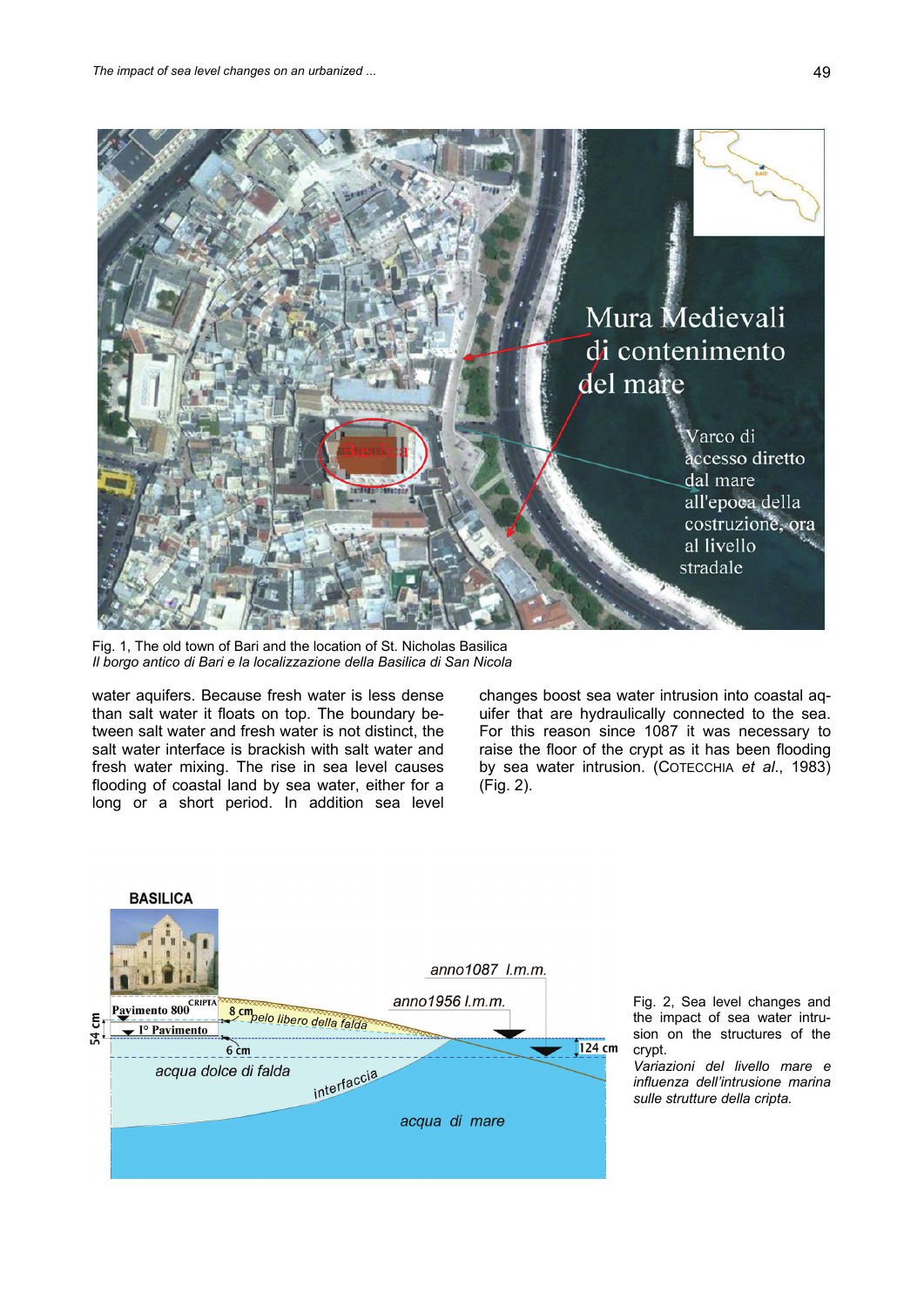Fig. 1, The old town of Bari and the location of St. Nicholas Basilica
*Il borgo antico di Bari e la localizzazione della Basilica di San Nicola*

water aquifers. Because fresh water is less dense than salt water it floats on top. The boundary between salt water and fresh water is not distinct, the salt water interface is brackish with salt water and fresh water mixing. The rise in sea level causes flooding of coastal land by sea water, either for a long or a short period. In addition sea level changes boost sea water intrusion into coastal aquifer that are hydraulically connected to the sea. For this reason since 1087 it was necessary to raise the floor of the crypt as it has been flooding by sea water intrusion. (COTECCHIA *et al.*, 1983) (Fig. 2).

Fig. 2, Sea level changes and the impact of sea water intrusion on the structures of the crypt.
*Variazioni del livello mare e influenza dell'intrusione marina sulle strutture della cripta.*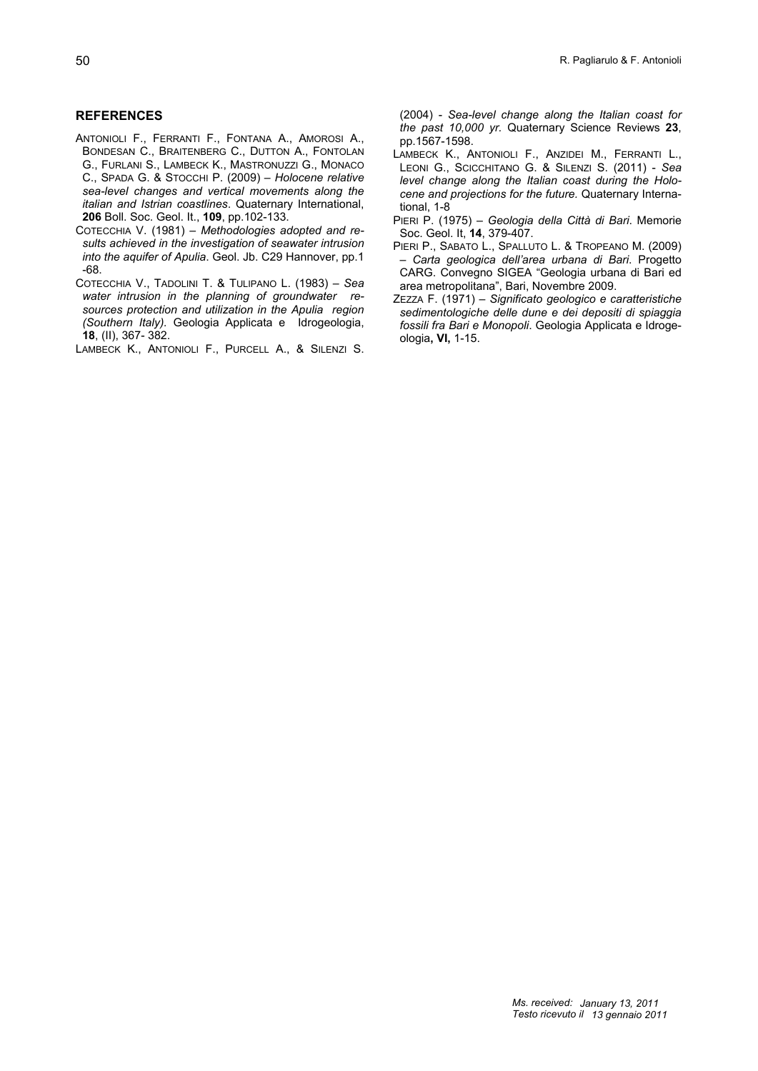## REFERENCES

ANTONIOLI F., FERRANTI F., FONTANA A., AMOROSI A., BONDESAN C., BRAITENBERG C., DUTTON A., FONTOLAN G., FURLANI S., LAMBECK K., MASTRONUZZI G., MONACO C., SPADA G. & STOCCHI P. (2009) – *Holocene relative sea-level changes and vertical movements along the italian and Istrian coastlines*. Quaternary International, **206** Boll. Soc. Geol. It., **109**, pp.102-133.

COTECCHIA V. (1981) – *Methodologies adopted and results achieved in the investigation of seawater intrusion into the aquifer of Apulia*. Geol. Jb. C29 Hannover, pp.1-68.

COTECCHIA V., TADOLINI T. & TULIPANO L. (1983) – *Sea water intrusion in the planning of groundwater resources protection and utilization in the Apulia region (Southern Italy).* Geologia Applicata e Idrogeologia, **18**, (II), 367- 382.

LAMBECK K., ANTONIOLI F., PURCELL A., & SILENZI S. (2004) - *Sea-level change along the Italian coast for the past 10,000 yr.* Quaternary Science Reviews **23**, pp.1567-1598.

LAMBECK K., ANTONIOLI F., ANZIDEI M., FERRANTI L., LEONI G., SCICCHITANO G. & SILENZI S. (2011) - *Sea level change along the Italian coast during the Holocene and projections for the future.* Quaternary International, 1-8

PIERI P. (1975) – *Geologia della Città di Bari*. Memorie Soc. Geol. It, **14**, 379-407.

PIERI P., SABATO L., SPALLUTO L. & TROPEANO M. (2009) – *Carta geologica dell'area urbana di Bari*. Progetto CARG. Convegno SIGEA "Geologia urbana di Bari ed area metropolitana", Bari, Novembre 2009.

ZEZZA F. (1971) – *Significato geologico e caratteristiche sedimentologiche delle dune e dei depositi di spiaggia fossili fra Bari e Monopoli*. Geologia Applicata e Idrogeologia**, VI,** 1-15.

*Ms. received: January 13, 2011*
*Testo ricevuto il 13 gennaio 2011*